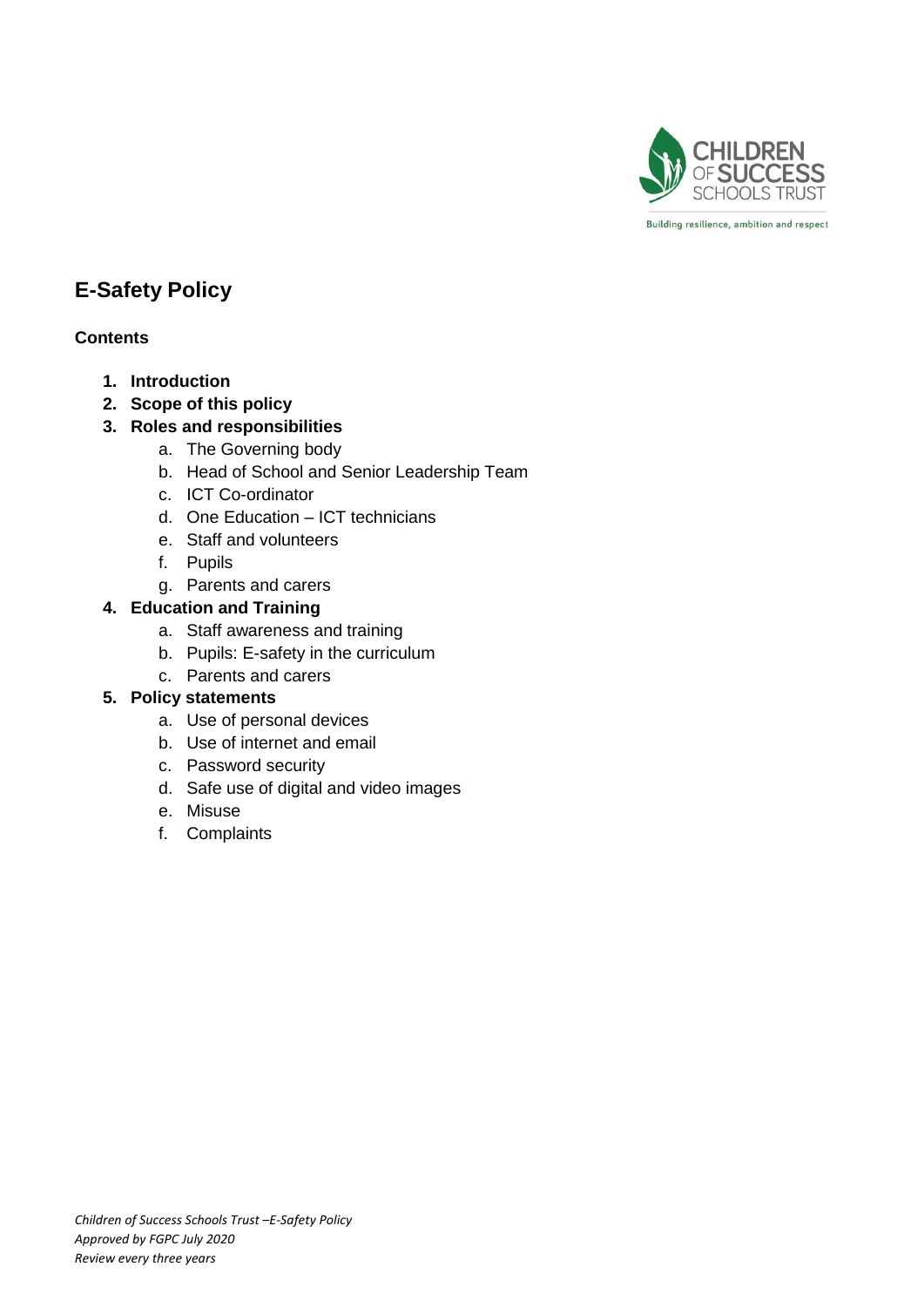CHILDREN OF SUCCESS SCHOOLS TRUST

Building resilience, ambition and respect

# E-Safety Policy

**Contents**

1. **Introduction**
2. **Scope of this policy**
3. **Roles and responsibilities**
    a. The Governing body
    b. Head of School and Senior Leadership Team
    c. ICT Co-ordinator
    d. One Education – ICT technicians
    e. Staff and volunteers
    f. Pupils
    g. Parents and carers
4. **Education and Training**
    a. Staff awareness and training
    b. Pupils: E-safety in the curriculum
    c. Parents and carers
5. **Policy statements**
    a. Use of personal devices
    b. Use of internet and email
    c. Password security
    d. Safe use of digital and video images
    e. Misuse
    f. Complaints

*Children of Success Schools Trust –E-Safety Policy*
*Approved by FGPC July 2020*
*Review every three years*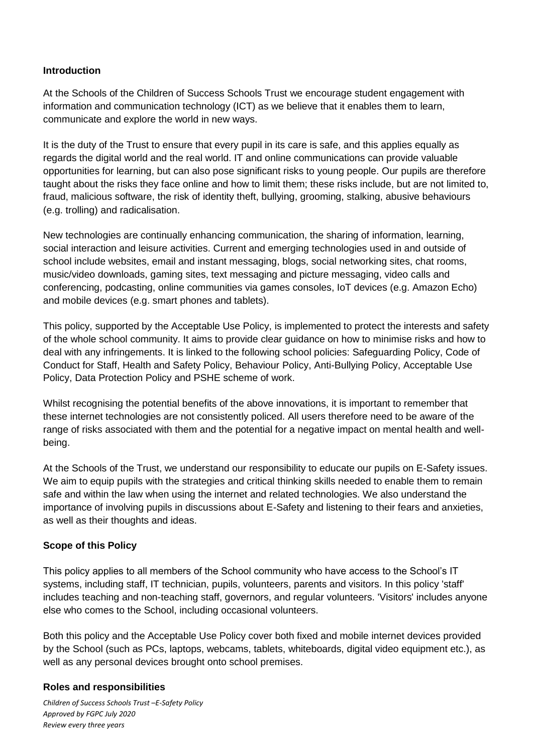## Introduction

At the Schools of the Children of Success Schools Trust we encourage student engagement with information and communication technology (ICT) as we believe that it enables them to learn, communicate and explore the world in new ways.

It is the duty of the Trust to ensure that every pupil in its care is safe, and this applies equally as regards the digital world and the real world. IT and online communications can provide valuable opportunities for learning, but can also pose significant risks to young people. Our pupils are therefore taught about the risks they face online and how to limit them; these risks include, but are not limited to, fraud, malicious software, the risk of identity theft, bullying, grooming, stalking, abusive behaviours (e.g. trolling) and radicalisation.

New technologies are continually enhancing communication, the sharing of information, learning, social interaction and leisure activities. Current and emerging technologies used in and outside of school include websites, email and instant messaging, blogs, social networking sites, chat rooms, music/video downloads, gaming sites, text messaging and picture messaging, video calls and conferencing, podcasting, online communities via games consoles, IoT devices (e.g. Amazon Echo) and mobile devices (e.g. smart phones and tablets).

This policy, supported by the Acceptable Use Policy, is implemented to protect the interests and safety of the whole school community. It aims to provide clear guidance on how to minimise risks and how to deal with any infringements. It is linked to the following school policies: Safeguarding Policy, Code of Conduct for Staff, Health and Safety Policy, Behaviour Policy, Anti-Bullying Policy, Acceptable Use Policy, Data Protection Policy and PSHE scheme of work.

Whilst recognising the potential benefits of the above innovations, it is important to remember that these internet technologies are not consistently policed. All users therefore need to be aware of the range of risks associated with them and the potential for a negative impact on mental health and well-being.

At the Schools of the Trust, we understand our responsibility to educate our pupils on E-Safety issues. We aim to equip pupils with the strategies and critical thinking skills needed to enable them to remain safe and within the law when using the internet and related technologies. We also understand the importance of involving pupils in discussions about E-Safety and listening to their fears and anxieties, as well as their thoughts and ideas.

## Scope of this Policy

This policy applies to all members of the School community who have access to the School's IT systems, including staff, IT technician, pupils, volunteers, parents and visitors. In this policy 'staff' includes teaching and non-teaching staff, governors, and regular volunteers. 'Visitors' includes anyone else who comes to the School, including occasional volunteers.

Both this policy and the Acceptable Use Policy cover both fixed and mobile internet devices provided by the School (such as PCs, laptops, webcams, tablets, whiteboards, digital video equipment etc.), as well as any personal devices brought onto school premises.

## Roles and responsibilities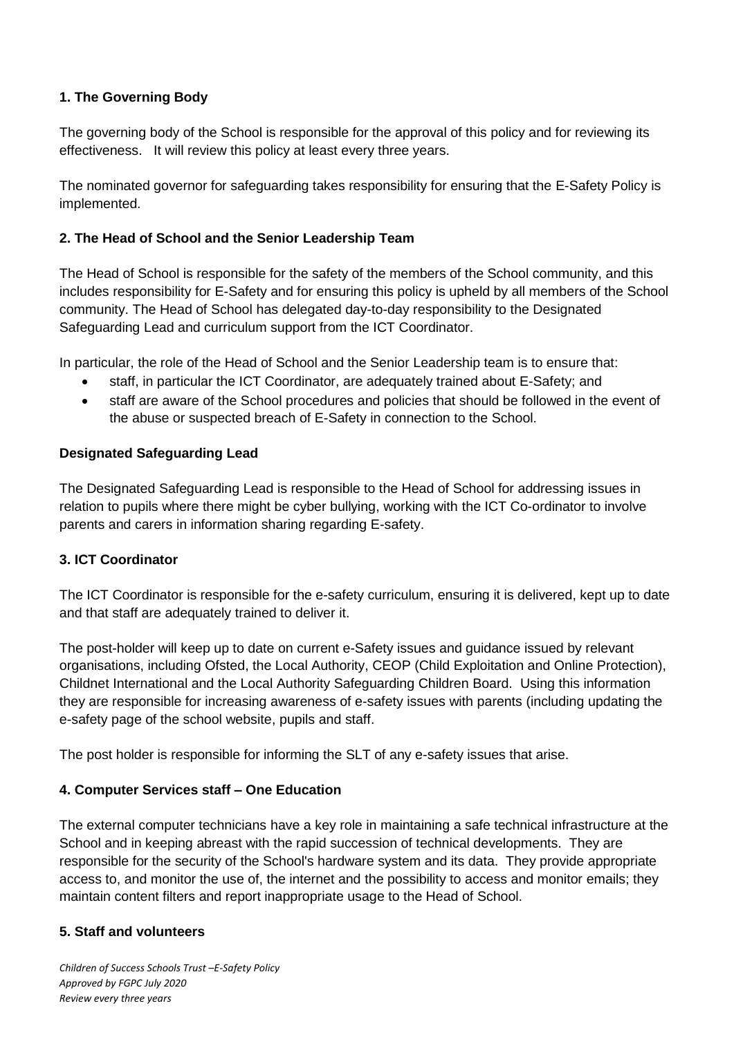### 1. The Governing Body

The governing body of the School is responsible for the approval of this policy and for reviewing its effectiveness. It will review this policy at least every three years.

The nominated governor for safeguarding takes responsibility for ensuring that the E-Safety Policy is implemented.

### 2. The Head of School and the Senior Leadership Team

The Head of School is responsible for the safety of the members of the School community, and this includes responsibility for E-Safety and for ensuring this policy is upheld by all members of the School community. The Head of School has delegated day-to-day responsibility to the Designated Safeguarding Lead and curriculum support from the ICT Coordinator.

In particular, the role of the Head of School and the Senior Leadership team is to ensure that:

- staff, in particular the ICT Coordinator, are adequately trained about E-Safety; and
- staff are aware of the School procedures and policies that should be followed in the event of the abuse or suspected breach of E-Safety in connection to the School.

### Designated Safeguarding Lead

The Designated Safeguarding Lead is responsible to the Head of School for addressing issues in relation to pupils where there might be cyber bullying, working with the ICT Co-ordinator to involve parents and carers in information sharing regarding E-safety.

### 3. ICT Coordinator

The ICT Coordinator is responsible for the e-safety curriculum, ensuring it is delivered, kept up to date and that staff are adequately trained to deliver it.

The post-holder will keep up to date on current e-Safety issues and guidance issued by relevant organisations, including Ofsted, the Local Authority, CEOP (Child Exploitation and Online Protection), Childnet International and the Local Authority Safeguarding Children Board. Using this information they are responsible for increasing awareness of e-safety issues with parents (including updating the e-safety page of the school website, pupils and staff.

The post holder is responsible for informing the SLT of any e-safety issues that arise.

### 4. Computer Services staff – One Education

The external computer technicians have a key role in maintaining a safe technical infrastructure at the School and in keeping abreast with the rapid succession of technical developments. They are responsible for the security of the School's hardware system and its data. They provide appropriate access to, and monitor the use of, the internet and the possibility to access and monitor emails; they maintain content filters and report inappropriate usage to the Head of School.

### 5. Staff and volunteers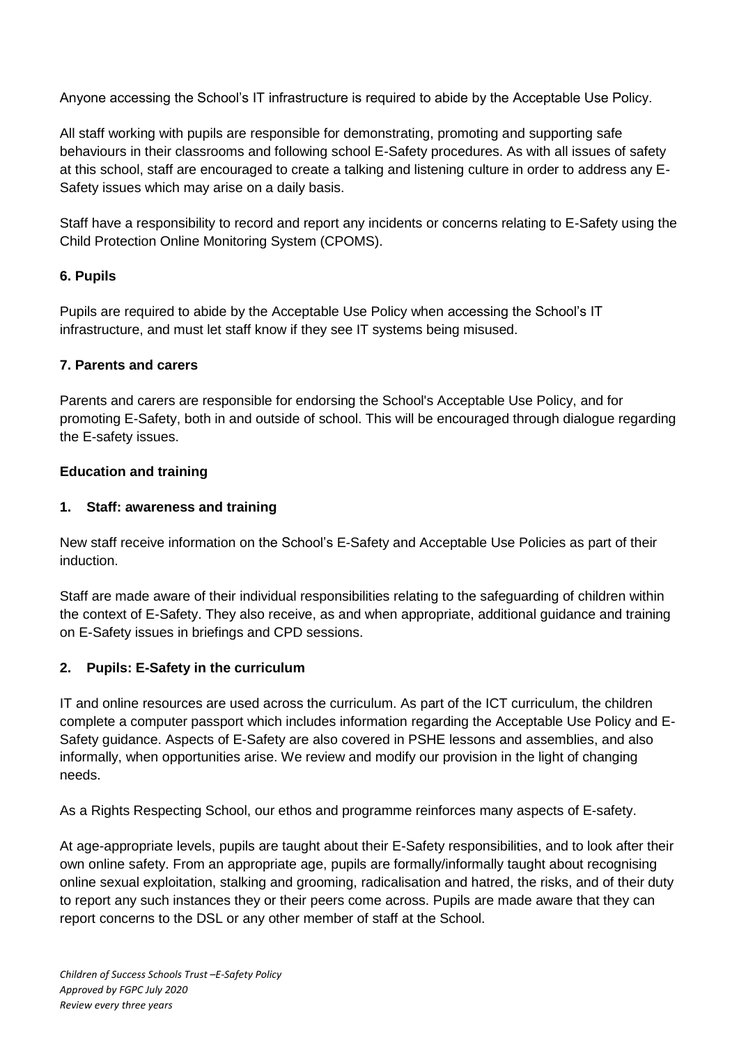Anyone accessing the School's IT infrastructure is required to abide by the Acceptable Use Policy.

All staff working with pupils are responsible for demonstrating, promoting and supporting safe behaviours in their classrooms and following school E-Safety procedures. As with all issues of safety at this school, staff are encouraged to create a talking and listening culture in order to address any E-Safety issues which may arise on a daily basis.

Staff have a responsibility to record and report any incidents or concerns relating to E-Safety using the Child Protection Online Monitoring System (CPOMS).

**6. Pupils**

Pupils are required to abide by the Acceptable Use Policy when accessing the School's IT infrastructure, and must let staff know if they see IT systems being misused.

**7. Parents and carers**

Parents and carers are responsible for endorsing the School's Acceptable Use Policy, and for promoting E-Safety, both in and outside of school. This will be encouraged through dialogue regarding the E-safety issues.

**Education and training**

**1. Staff: awareness and training**

New staff receive information on the School's E-Safety and Acceptable Use Policies as part of their induction.

Staff are made aware of their individual responsibilities relating to the safeguarding of children within the context of E-Safety. They also receive, as and when appropriate, additional guidance and training on E-Safety issues in briefings and CPD sessions.

**2. Pupils: E-Safety in the curriculum**

IT and online resources are used across the curriculum. As part of the ICT curriculum, the children complete a computer passport which includes information regarding the Acceptable Use Policy and E-Safety guidance. Aspects of E-Safety are also covered in PSHE lessons and assemblies, and also informally, when opportunities arise. We review and modify our provision in the light of changing needs.

As a Rights Respecting School, our ethos and programme reinforces many aspects of E-safety.

At age-appropriate levels, pupils are taught about their E-Safety responsibilities, and to look after their own online safety. From an appropriate age, pupils are formally/informally taught about recognising online sexual exploitation, stalking and grooming, radicalisation and hatred, the risks, and of their duty to report any such instances they or their peers come across. Pupils are made aware that they can report concerns to the DSL or any other member of staff at the School.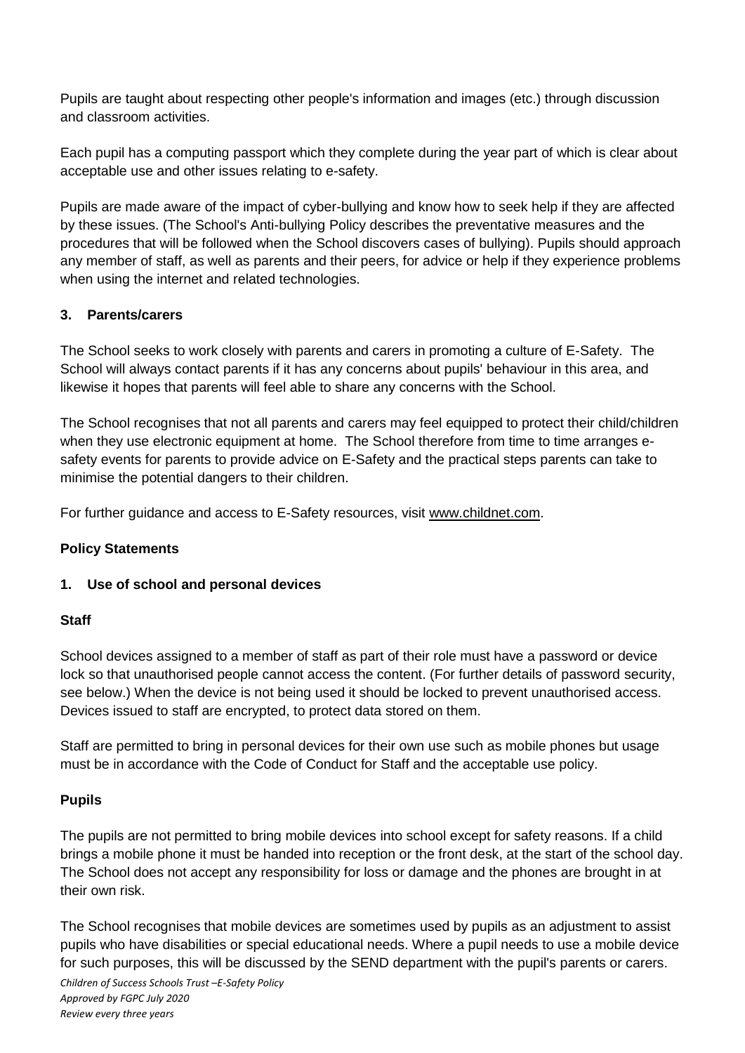Pupils are taught about respecting other people's information and images (etc.) through discussion and classroom activities.

Each pupil has a computing passport which they complete during the year part of which is clear about acceptable use and other issues relating to e-safety.

Pupils are made aware of the impact of cyber-bullying and know how to seek help if they are affected by these issues. (The School's Anti-bullying Policy describes the preventative measures and the procedures that will be followed when the School discovers cases of bullying). Pupils should approach any member of staff, as well as parents and their peers, for advice or help if they experience problems when using the internet and related technologies.

**3. Parents/carers**

The School seeks to work closely with parents and carers in promoting a culture of E-Safety. The School will always contact parents if it has any concerns about pupils' behaviour in this area, and likewise it hopes that parents will feel able to share any concerns with the School.

The School recognises that not all parents and carers may feel equipped to protect their child/children when they use electronic equipment at home. The School therefore from time to time arranges e-safety events for parents to provide advice on E-Safety and the practical steps parents can take to minimise the potential dangers to their children.

For further guidance and access to E-Safety resources, visit www.childnet.com.

**Policy Statements**

**1. Use of school and personal devices**

**Staff**

School devices assigned to a member of staff as part of their role must have a password or device lock so that unauthorised people cannot access the content. (For further details of password security, see below.) When the device is not being used it should be locked to prevent unauthorised access. Devices issued to staff are encrypted, to protect data stored on them.

Staff are permitted to bring in personal devices for their own use such as mobile phones but usage must be in accordance with the Code of Conduct for Staff and the acceptable use policy.

**Pupils**

The pupils are not permitted to bring mobile devices into school except for safety reasons. If a child brings a mobile phone it must be handed into reception or the front desk, at the start of the school day. The School does not accept any responsibility for loss or damage and the phones are brought in at their own risk.

The School recognises that mobile devices are sometimes used by pupils as an adjustment to assist pupils who have disabilities or special educational needs. Where a pupil needs to use a mobile device for such purposes, this will be discussed by the SEND department with the pupil's parents or carers.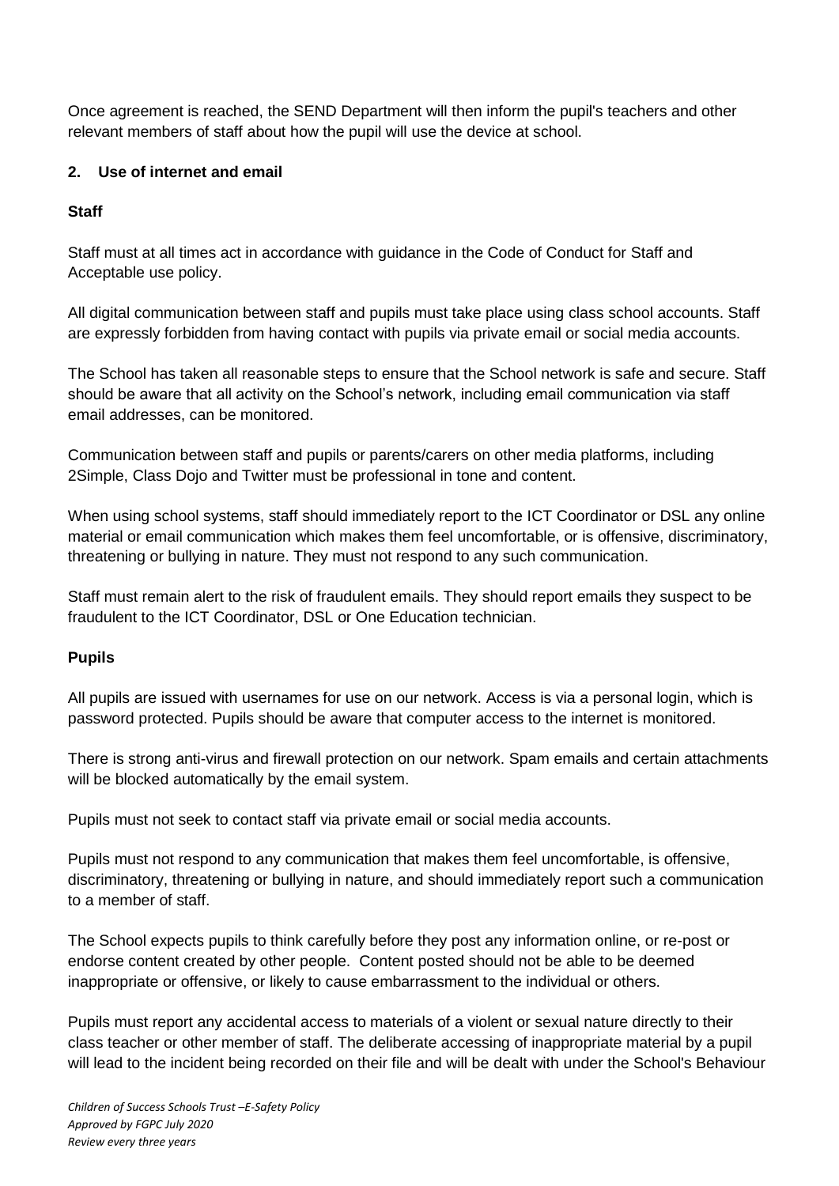Once agreement is reached, the SEND Department will then inform the pupil's teachers and other relevant members of staff about how the pupil will use the device at school.

## 2. Use of internet and email

### Staff

Staff must at all times act in accordance with guidance in the Code of Conduct for Staff and Acceptable use policy.

All digital communication between staff and pupils must take place using class school accounts. Staff are expressly forbidden from having contact with pupils via private email or social media accounts.

The School has taken all reasonable steps to ensure that the School network is safe and secure. Staff should be aware that all activity on the School's network, including email communication via staff email addresses, can be monitored.

Communication between staff and pupils or parents/carers on other media platforms, including 2Simple, Class Dojo and Twitter must be professional in tone and content.

When using school systems, staff should immediately report to the ICT Coordinator or DSL any online material or email communication which makes them feel uncomfortable, or is offensive, discriminatory, threatening or bullying in nature. They must not respond to any such communication.

Staff must remain alert to the risk of fraudulent emails. They should report emails they suspect to be fraudulent to the ICT Coordinator, DSL or One Education technician.

### Pupils

All pupils are issued with usernames for use on our network. Access is via a personal login, which is password protected. Pupils should be aware that computer access to the internet is monitored.

There is strong anti-virus and firewall protection on our network. Spam emails and certain attachments will be blocked automatically by the email system.

Pupils must not seek to contact staff via private email or social media accounts.

Pupils must not respond to any communication that makes them feel uncomfortable, is offensive, discriminatory, threatening or bullying in nature, and should immediately report such a communication to a member of staff.

The School expects pupils to think carefully before they post any information online, or re-post or endorse content created by other people. Content posted should not be able to be deemed inappropriate or offensive, or likely to cause embarrassment to the individual or others.

Pupils must report any accidental access to materials of a violent or sexual nature directly to their class teacher or other member of staff. The deliberate accessing of inappropriate material by a pupil will lead to the incident being recorded on their file and will be dealt with under the School's Behaviour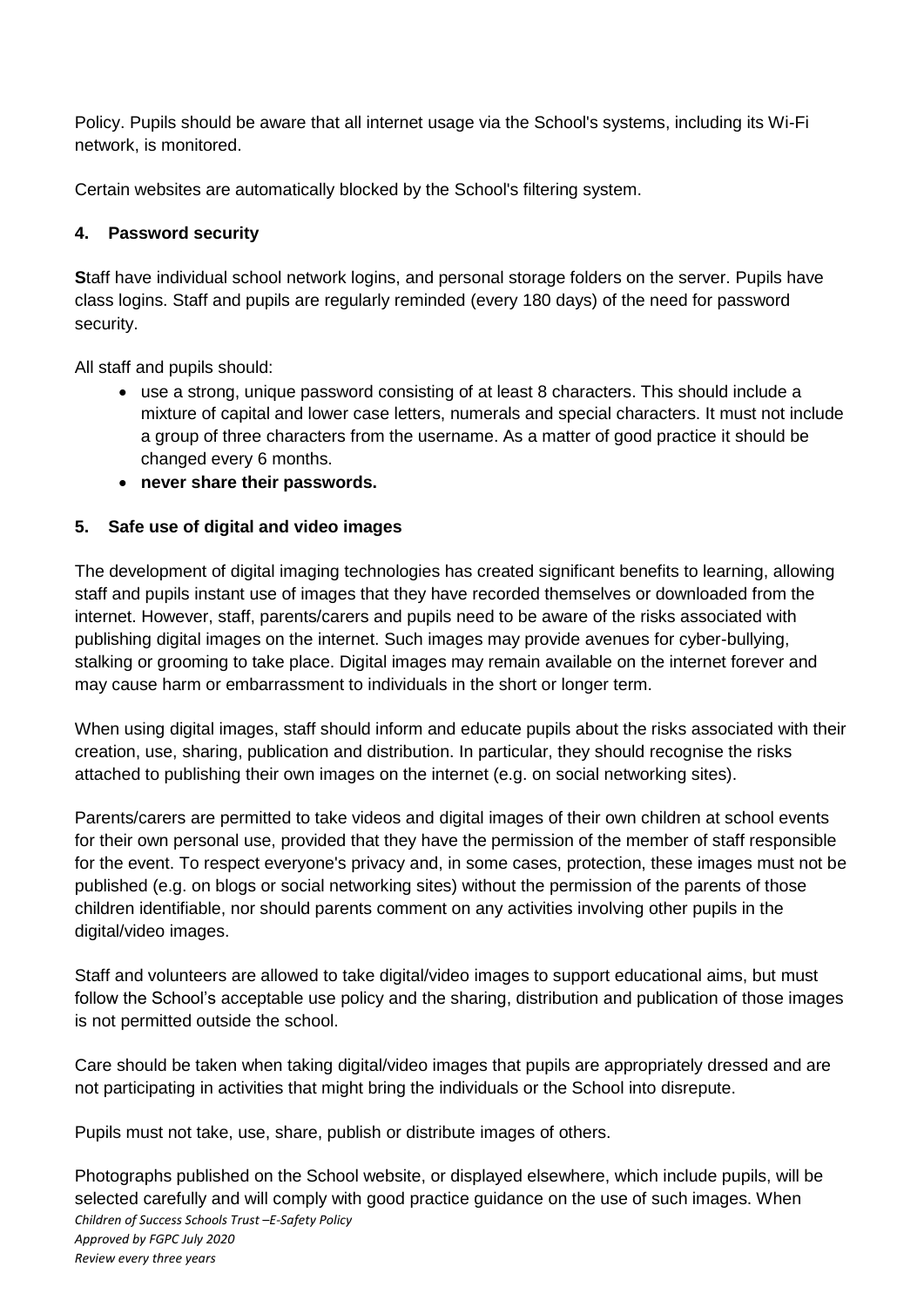Policy. Pupils should be aware that all internet usage via the School's systems, including its Wi-Fi network, is monitored.

Certain websites are automatically blocked by the School's filtering system.

### 4. Password security

**S**taff have individual school network logins, and personal storage folders on the server. Pupils have class logins. Staff and pupils are regularly reminded (every 180 days) of the need for password security.

All staff and pupils should:

- use a strong, unique password consisting of at least 8 characters. This should include a mixture of capital and lower case letters, numerals and special characters. It must not include a group of three characters from the username. As a matter of good practice it should be changed every 6 months.
- **never share their passwords.**

### 5. Safe use of digital and video images

The development of digital imaging technologies has created significant benefits to learning, allowing staff and pupils instant use of images that they have recorded themselves or downloaded from the internet. However, staff, parents/carers and pupils need to be aware of the risks associated with publishing digital images on the internet. Such images may provide avenues for cyber-bullying, stalking or grooming to take place. Digital images may remain available on the internet forever and may cause harm or embarrassment to individuals in the short or longer term.

When using digital images, staff should inform and educate pupils about the risks associated with their creation, use, sharing, publication and distribution. In particular, they should recognise the risks attached to publishing their own images on the internet (e.g. on social networking sites).

Parents/carers are permitted to take videos and digital images of their own children at school events for their own personal use, provided that they have the permission of the member of staff responsible for the event. To respect everyone's privacy and, in some cases, protection, these images must not be published (e.g. on blogs or social networking sites) without the permission of the parents of those children identifiable, nor should parents comment on any activities involving other pupils in the digital/video images.

Staff and volunteers are allowed to take digital/video images to support educational aims, but must follow the School's acceptable use policy and the sharing, distribution and publication of those images is not permitted outside the school.

Care should be taken when taking digital/video images that pupils are appropriately dressed and are not participating in activities that might bring the individuals or the School into disrepute.

Pupils must not take, use, share, publish or distribute images of others.

Photographs published on the School website, or displayed elsewhere, which include pupils, will be selected carefully and will comply with good practice guidance on the use of such images. When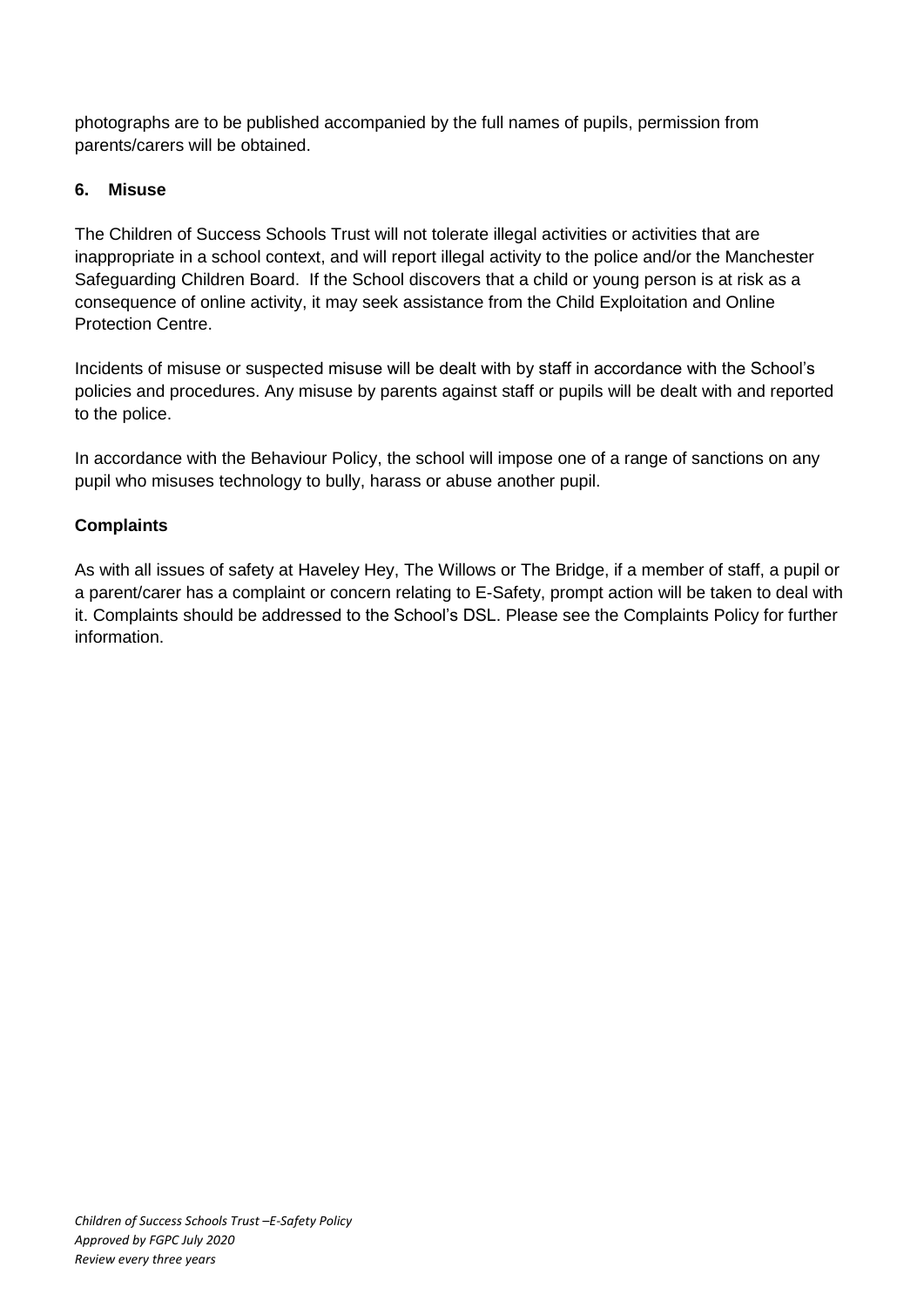photographs are to be published accompanied by the full names of pupils, permission from parents/carers will be obtained.

### 6. Misuse

The Children of Success Schools Trust will not tolerate illegal activities or activities that are inappropriate in a school context, and will report illegal activity to the police and/or the Manchester Safeguarding Children Board. If the School discovers that a child or young person is at risk as a consequence of online activity, it may seek assistance from the Child Exploitation and Online Protection Centre.

Incidents of misuse or suspected misuse will be dealt with by staff in accordance with the School's policies and procedures. Any misuse by parents against staff or pupils will be dealt with and reported to the police.

In accordance with the Behaviour Policy, the school will impose one of a range of sanctions on any pupil who misuses technology to bully, harass or abuse another pupil.

### Complaints

As with all issues of safety at Haveley Hey, The Willows or The Bridge, if a member of staff, a pupil or a parent/carer has a complaint or concern relating to E-Safety, prompt action will be taken to deal with it. Complaints should be addressed to the School's DSL. Please see the Complaints Policy for further information.

*Children of Success Schools Trust –E-Safety Policy*
*Approved by FGPC July 2020*
*Review every three years*